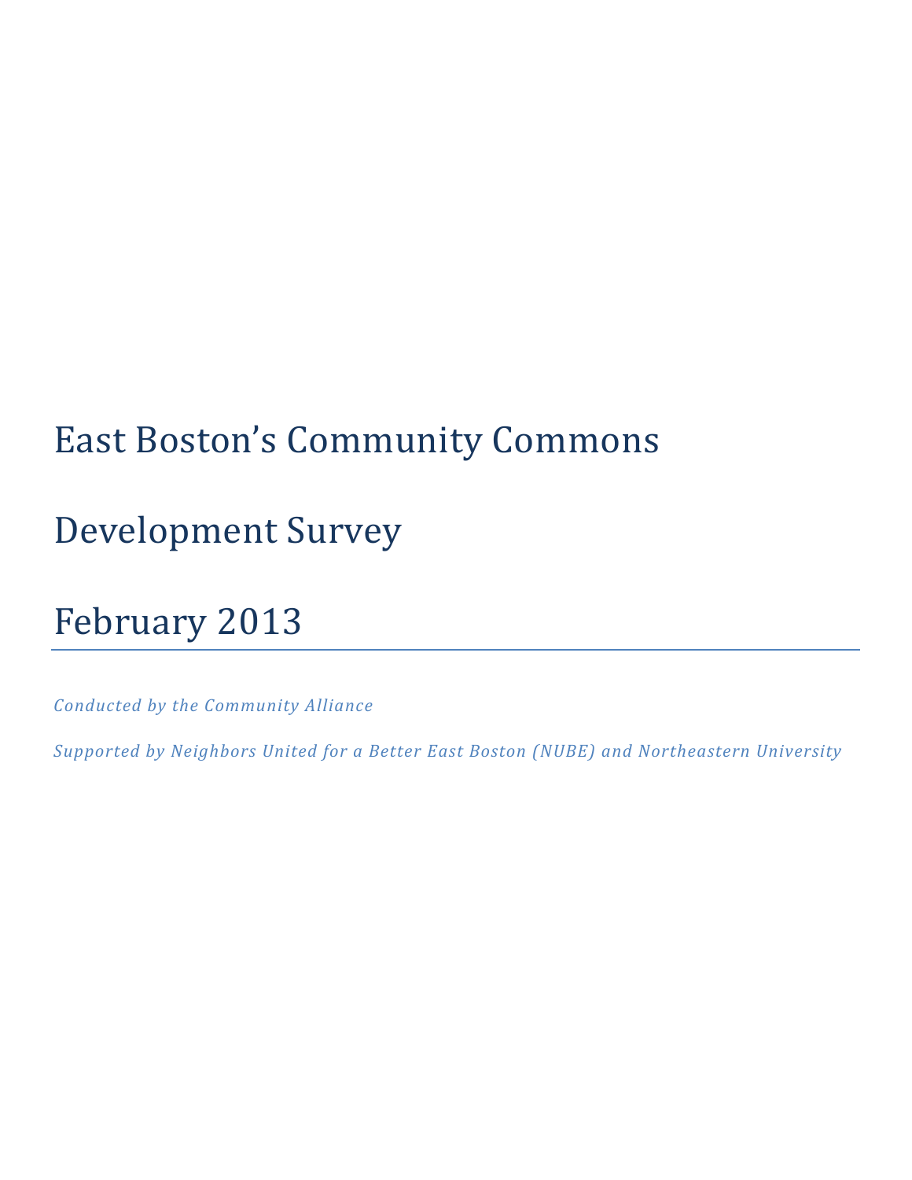# East Boston's Community Commons

# Development Survey

# February 2013

*Conducted by the Community Alliance*

*Supported by Neighbors United for a Better East Boston (NUBE) and Northeastern University*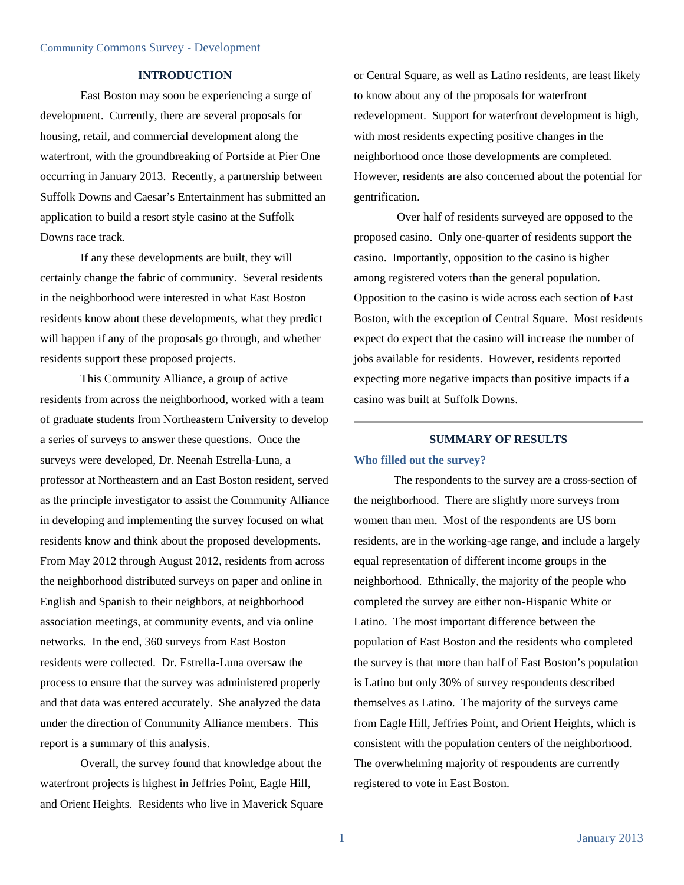## INTRODUCTION

East Boston may soon be experiencing a surge of development. Currently, there are several proposals for housing, retail, and commercial development along the waterfront, with the groundbreaking of Portside at Pier One occurring in January 2013. Recently, a partnership between Suffolk Downs and Caesar's Entertainment has submitted an application to build a resort style casino at the Suffolk Downs race track.

If any these developments are built, they will certainly change the fabric of community. Several residents in the neighborhood were interested in what East Boston residents know about these developments, what they predict will happen if any of the proposals go through, and whether residents support these proposed projects.

This Community Alliance, a group of active residents from across the neighborhood, worked with a team of graduate students from Northeastern University to develop a series of surveys to answer these questions. Once the surveys were developed, Dr. Neenah Estrella-Luna, a professor at Northeastern and an East Boston resident, served as the principle investigator to assist the Community Alliance in developing and implementing the survey focused on what residents know and think about the proposed developments. From May 2012 through August 2012, residents from across the neighborhood distributed surveys on paper and online in English and Spanish to their neighbors, at neighborhood association meetings, at community events, and via online networks. In the end, 360 surveys from East Boston residents were collected. Dr. Estrella-Luna oversaw the process to ensure that the survey was administered properly and that data was entered accurately. She analyzed the data under the direction of Community Alliance members. This report is a summary of this analysis.

Overall, the survey found that knowledge about the waterfront projects is highest in Jeffries Point, Eagle Hill, and Orient Heights. Residents who live in Maverick Square or Central Square, as well as Latino residents, are least likely to know about any of the proposals for waterfront redevelopment. Support for waterfront development is high, with most residents expecting positive changes in the neighborhood once those developments are completed. However, residents are also concerned about the potential for gentrification.

Over half of residents surveyed are opposed to the proposed casino. Only one-quarter of residents support the casino. Importantly, opposition to the casino is higher among registered voters than the general population. Opposition to the casino is wide across each section of East Boston, with the exception of Central Square. Most residents expect do expect that the casino will increase the number of jobs available for residents. However, residents reported expecting more negative impacts than positive impacts if a casino was built at Suffolk Downs.

---

## SUMMARY OF RESULTS

### Who filled out the survey?

The respondents to the survey are a cross-section of the neighborhood. There are slightly more surveys from women than men. Most of the respondents are US born residents, are in the working-age range, and include a largely equal representation of different income groups in the neighborhood. Ethnically, the majority of the people who completed the survey are either non-Hispanic White or Latino. The most important difference between the population of East Boston and the residents who completed the survey is that more than half of East Boston's population is Latino but only 30% of survey respondents described themselves as Latino. The majority of the surveys came from Eagle Hill, Jeffries Point, and Orient Heights, which is consistent with the population centers of the neighborhood. The overwhelming majority of respondents are currently registered to vote in East Boston.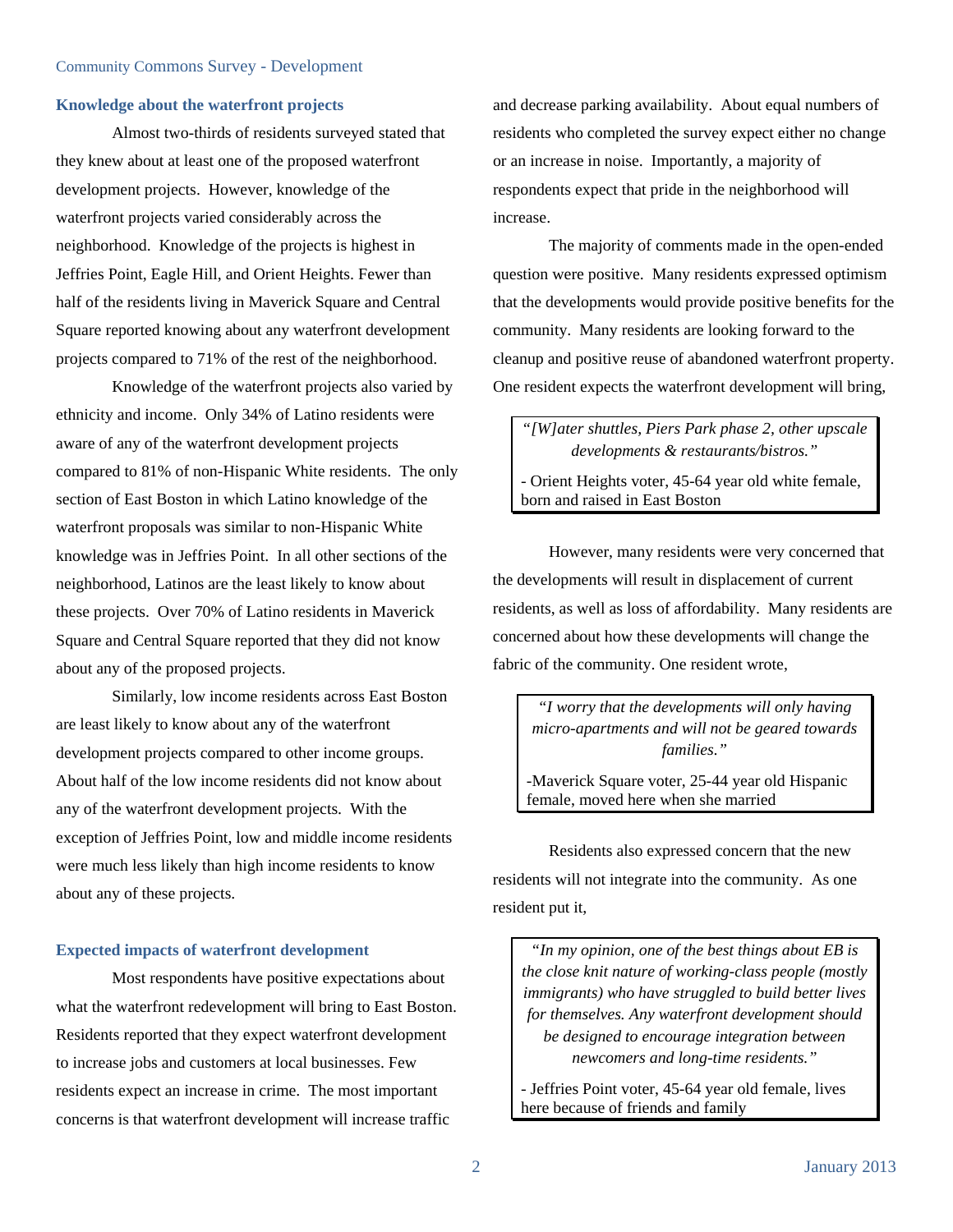## Knowledge about the waterfront projects

Almost two-thirds of residents surveyed stated that they knew about at least one of the proposed waterfront development projects. However, knowledge of the waterfront projects varied considerably across the neighborhood. Knowledge of the projects is highest in Jeffries Point, Eagle Hill, and Orient Heights. Fewer than half of the residents living in Maverick Square and Central Square reported knowing about any waterfront development projects compared to 71% of the rest of the neighborhood.

Knowledge of the waterfront projects also varied by ethnicity and income. Only 34% of Latino residents were aware of any of the waterfront development projects compared to 81% of non-Hispanic White residents. The only section of East Boston in which Latino knowledge of the waterfront proposals was similar to non-Hispanic White knowledge was in Jeffries Point. In all other sections of the neighborhood, Latinos are the least likely to know about these projects. Over 70% of Latino residents in Maverick Square and Central Square reported that they did not know about any of the proposed projects.

Similarly, low income residents across East Boston are least likely to know about any of the waterfront development projects compared to other income groups. About half of the low income residents did not know about any of the waterfront development projects. With the exception of Jeffries Point, low and middle income residents were much less likely than high income residents to know about any of these projects.

## Expected impacts of waterfront development

Most respondents have positive expectations about what the waterfront redevelopment will bring to East Boston. Residents reported that they expect waterfront development to increase jobs and customers at local businesses. Few residents expect an increase in crime. The most important concerns is that waterfront development will increase traffic and decrease parking availability. About equal numbers of residents who completed the survey expect either no change or an increase in noise. Importantly, a majority of respondents expect that pride in the neighborhood will increase.

The majority of comments made in the open-ended question were positive. Many residents expressed optimism that the developments would provide positive benefits for the community. Many residents are looking forward to the cleanup and positive reuse of abandoned waterfront property. One resident expects the waterfront development will bring,

> *"[W]ater shuttles, Piers Park phase 2, other upscale developments & restaurants/bistros."*
>
> - Orient Heights voter, 45-64 year old white female, born and raised in East Boston

However, many residents were very concerned that the developments will result in displacement of current residents, as well as loss of affordability. Many residents are concerned about how these developments will change the fabric of the community. One resident wrote,

> *"I worry that the developments will only having micro-apartments and will not be geared towards families."*
>
> -Maverick Square voter, 25-44 year old Hispanic female, moved here when she married

Residents also expressed concern that the new residents will not integrate into the community. As one resident put it,

> *"In my opinion, one of the best things about EB is the close knit nature of working-class people (mostly immigrants) who have struggled to build better lives for themselves. Any waterfront development should be designed to encourage integration between newcomers and long-time residents."*
>
> - Jeffries Point voter, 45-64 year old female, lives here because of friends and family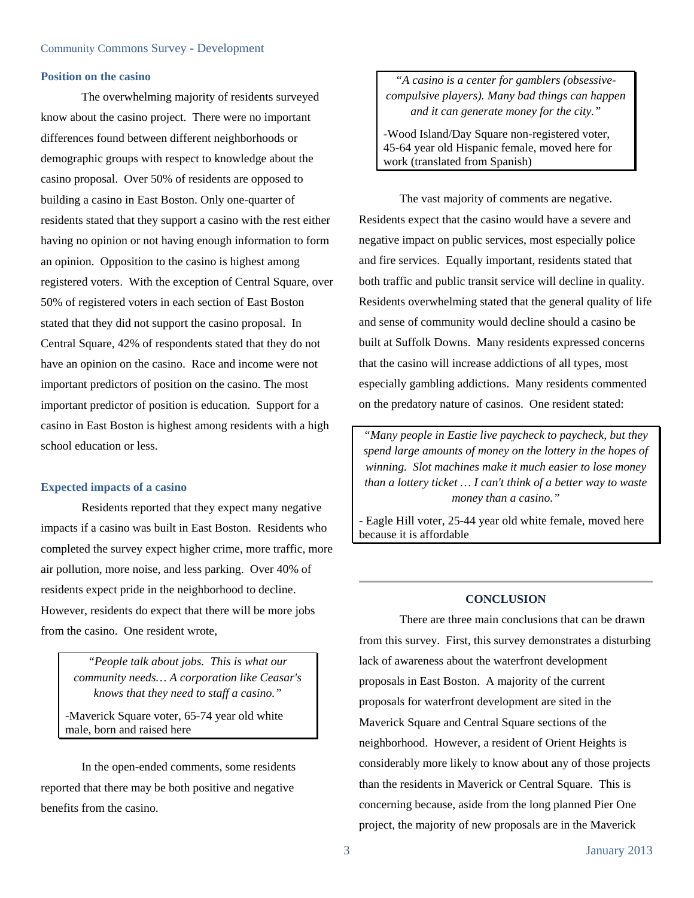### Position on the casino

The overwhelming majority of residents surveyed know about the casino project. There were no important differences found between different neighborhoods or demographic groups with respect to knowledge about the casino proposal. Over 50% of residents are opposed to building a casino in East Boston. Only one-quarter of residents stated that they support a casino with the rest either having no opinion or not having enough information to form an opinion. Opposition to the casino is highest among registered voters. With the exception of Central Square, over 50% of registered voters in each section of East Boston stated that they did not support the casino proposal. In Central Square, 42% of respondents stated that they do not have an opinion on the casino. Race and income were not important predictors of position on the casino. The most important predictor of position is education. Support for a casino in East Boston is highest among residents with a high school education or less.

### Expected impacts of a casino

Residents reported that they expect many negative impacts if a casino was built in East Boston. Residents who completed the survey expect higher crime, more traffic, more air pollution, more noise, and less parking. Over 40% of residents expect pride in the neighborhood to decline. However, residents do expect that there will be more jobs from the casino. One resident wrote,

> *"People talk about jobs. This is what our community needs… A corporation like Ceasar's knows that they need to staff a casino."*
>
> -Maverick Square voter, 65-74 year old white male, born and raised here

In the open-ended comments, some residents reported that there may be both positive and negative benefits from the casino.

> *"A casino is a center for gamblers (obsessive-compulsive players). Many bad things can happen and it can generate money for the city."*
>
> -Wood Island/Day Square non-registered voter, 45-64 year old Hispanic female, moved here for work (translated from Spanish)

The vast majority of comments are negative. Residents expect that the casino would have a severe and negative impact on public services, most especially police and fire services. Equally important, residents stated that both traffic and public transit service will decline in quality. Residents overwhelming stated that the general quality of life and sense of community would decline should a casino be built at Suffolk Downs. Many residents expressed concerns that the casino will increase addictions of all types, most especially gambling addictions. Many residents commented on the predatory nature of casinos. One resident stated:

> *"Many people in Eastie live paycheck to paycheck, but they spend large amounts of money on the lottery in the hopes of winning. Slot machines make it much easier to lose money than a lottery ticket … I can't think of a better way to waste money than a casino."*
>
> - Eagle Hill voter, 25-44 year old white female, moved here because it is affordable

## CONCLUSION

There are three main conclusions that can be drawn from this survey. First, this survey demonstrates a disturbing lack of awareness about the waterfront development proposals in East Boston. A majority of the current proposals for waterfront development are sited in the Maverick Square and Central Square sections of the neighborhood. However, a resident of Orient Heights is considerably more likely to know about any of those projects than the residents in Maverick or Central Square. This is concerning because, aside from the long planned Pier One project, the majority of new proposals are in the Maverick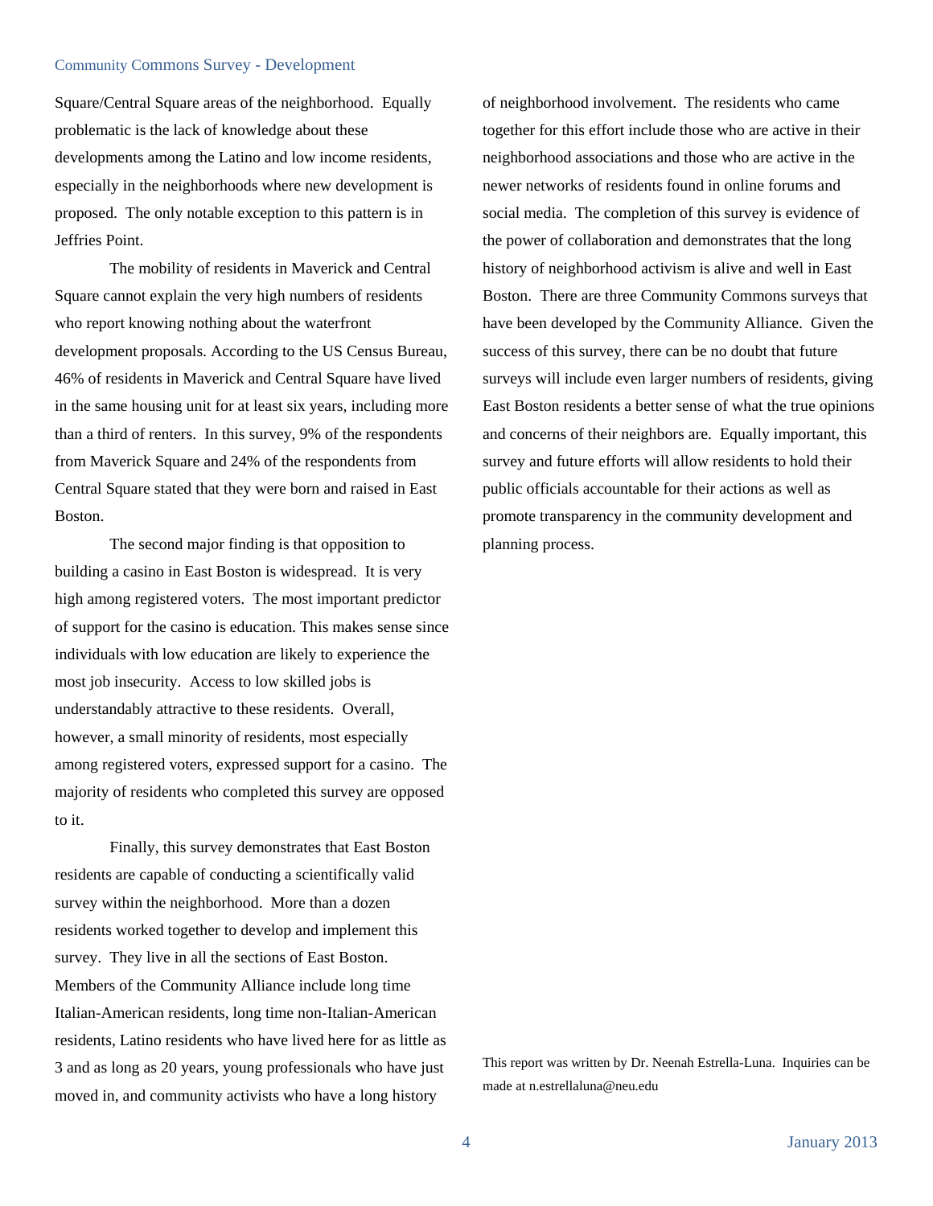Square/Central Square areas of the neighborhood. Equally problematic is the lack of knowledge about these developments among the Latino and low income residents, especially in the neighborhoods where new development is proposed. The only notable exception to this pattern is in Jeffries Point.

The mobility of residents in Maverick and Central Square cannot explain the very high numbers of residents who report knowing nothing about the waterfront development proposals. According to the US Census Bureau, 46% of residents in Maverick and Central Square have lived in the same housing unit for at least six years, including more than a third of renters. In this survey, 9% of the respondents from Maverick Square and 24% of the respondents from Central Square stated that they were born and raised in East Boston.

The second major finding is that opposition to building a casino in East Boston is widespread. It is very high among registered voters. The most important predictor of support for the casino is education. This makes sense since individuals with low education are likely to experience the most job insecurity. Access to low skilled jobs is understandably attractive to these residents. Overall, however, a small minority of residents, most especially among registered voters, expressed support for a casino. The majority of residents who completed this survey are opposed to it.

Finally, this survey demonstrates that East Boston residents are capable of conducting a scientifically valid survey within the neighborhood. More than a dozen residents worked together to develop and implement this survey. They live in all the sections of East Boston. Members of the Community Alliance include long time Italian-American residents, long time non-Italian-American residents, Latino residents who have lived here for as little as 3 and as long as 20 years, young professionals who have just moved in, and community activists who have a long history of neighborhood involvement. The residents who came together for this effort include those who are active in their neighborhood associations and those who are active in the newer networks of residents found in online forums and social media. The completion of this survey is evidence of the power of collaboration and demonstrates that the long history of neighborhood activism is alive and well in East Boston. There are three Community Commons surveys that have been developed by the Community Alliance. Given the success of this survey, there can be no doubt that future surveys will include even larger numbers of residents, giving East Boston residents a better sense of what the true opinions and concerns of their neighbors are. Equally important, this survey and future efforts will allow residents to hold their public officials accountable for their actions as well as promote transparency in the community development and planning process.

This report was written by Dr. Neenah Estrella-Luna. Inquiries can be made at n.estrellaluna@neu.edu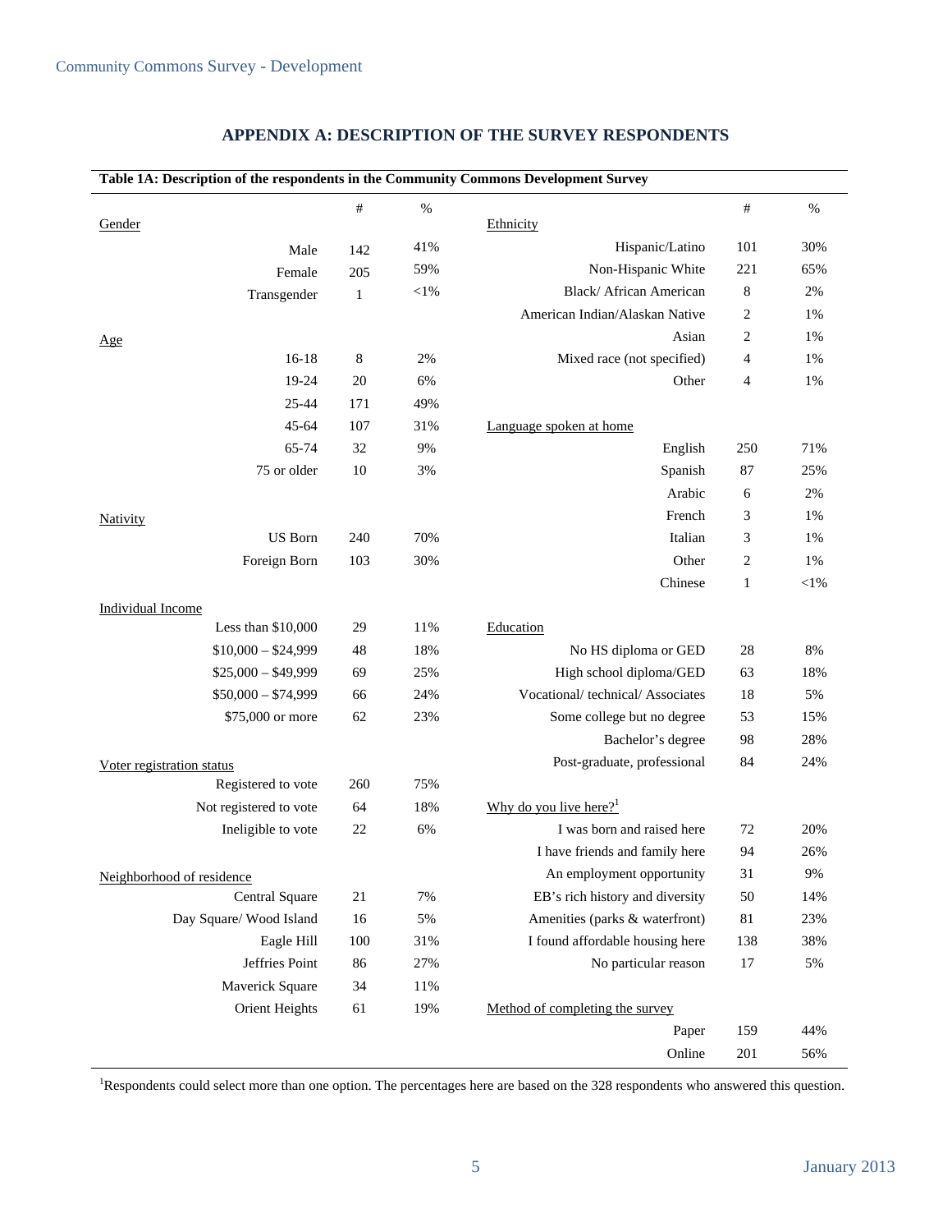## APPENDIX A: DESCRIPTION OF THE SURVEY RESPONDENTS

**Table 1A: Description of the respondents in the Community Commons Development Survey**

| | # | % | | # | % |
|---|---|---|---|---|---|
| Gender | | | Ethnicity | | |
| Male | 142 | 41% | Hispanic/Latino | 101 | 30% |
| Female | 205 | 59% | Non-Hispanic White | 221 | 65% |
| Transgender | 1 | <1% | Black/ African American | 8 | 2% |
| | | | American Indian/Alaskan Native | 2 | 1% |
| Age | | | Asian | 2 | 1% |
| 16-18 | 8 | 2% | Mixed race (not specified) | 4 | 1% |
| 19-24 | 20 | 6% | Other | 4 | 1% |
| 25-44 | 171 | 49% | | | |
| 45-64 | 107 | 31% | Language spoken at home | | |
| 65-74 | 32 | 9% | English | 250 | 71% |
| 75 or older | 10 | 3% | Spanish | 87 | 25% |
| | | | Arabic | 6 | 2% |
| Nativity | | | French | 3 | 1% |
| US Born | 240 | 70% | Italian | 3 | 1% |
| Foreign Born | 103 | 30% | Other | 2 | 1% |
| | | | Chinese | 1 | <1% |
| Individual Income | | | | | |
| Less than $10,000 | 29 | 11% | Education | | |
| $10,000 – $24,999 | 48 | 18% | No HS diploma or GED | 28 | 8% |
| $25,000 – $49,999 | 69 | 25% | High school diploma/GED | 63 | 18% |
| $50,000 – $74,999 | 66 | 24% | Vocational/ technical/ Associates | 18 | 5% |
| $75,000 or more | 62 | 23% | Some college but no degree | 53 | 15% |
| | | | Bachelor's degree | 98 | 28% |
| Voter registration status | | | Post-graduate, professional | 84 | 24% |
| Registered to vote | 260 | 75% | | | |
| Not registered to vote | 64 | 18% | Why do you live here?[1] | | |
| Ineligible to vote | 22 | 6% | I was born and raised here | 72 | 20% |
| | | | I have friends and family here | 94 | 26% |
| Neighborhood of residence | | | An employment opportunity | 31 | 9% |
| Central Square | 21 | 7% | EB's rich history and diversity | 50 | 14% |
| Day Square/ Wood Island | 16 | 5% | Amenities (parks & waterfront) | 81 | 23% |
| Eagle Hill | 100 | 31% | I found affordable housing here | 138 | 38% |
| Jeffries Point | 86 | 27% | No particular reason | 17 | 5% |
| Maverick Square | 34 | 11% | | | |
| Orient Heights | 61 | 19% | Method of completing the survey | | |
| | | | Paper | 159 | 44% |
| | | | Online | 201 | 56% |

[1]Respondents could select more than one option. The percentages here are based on the 328 respondents who answered this question.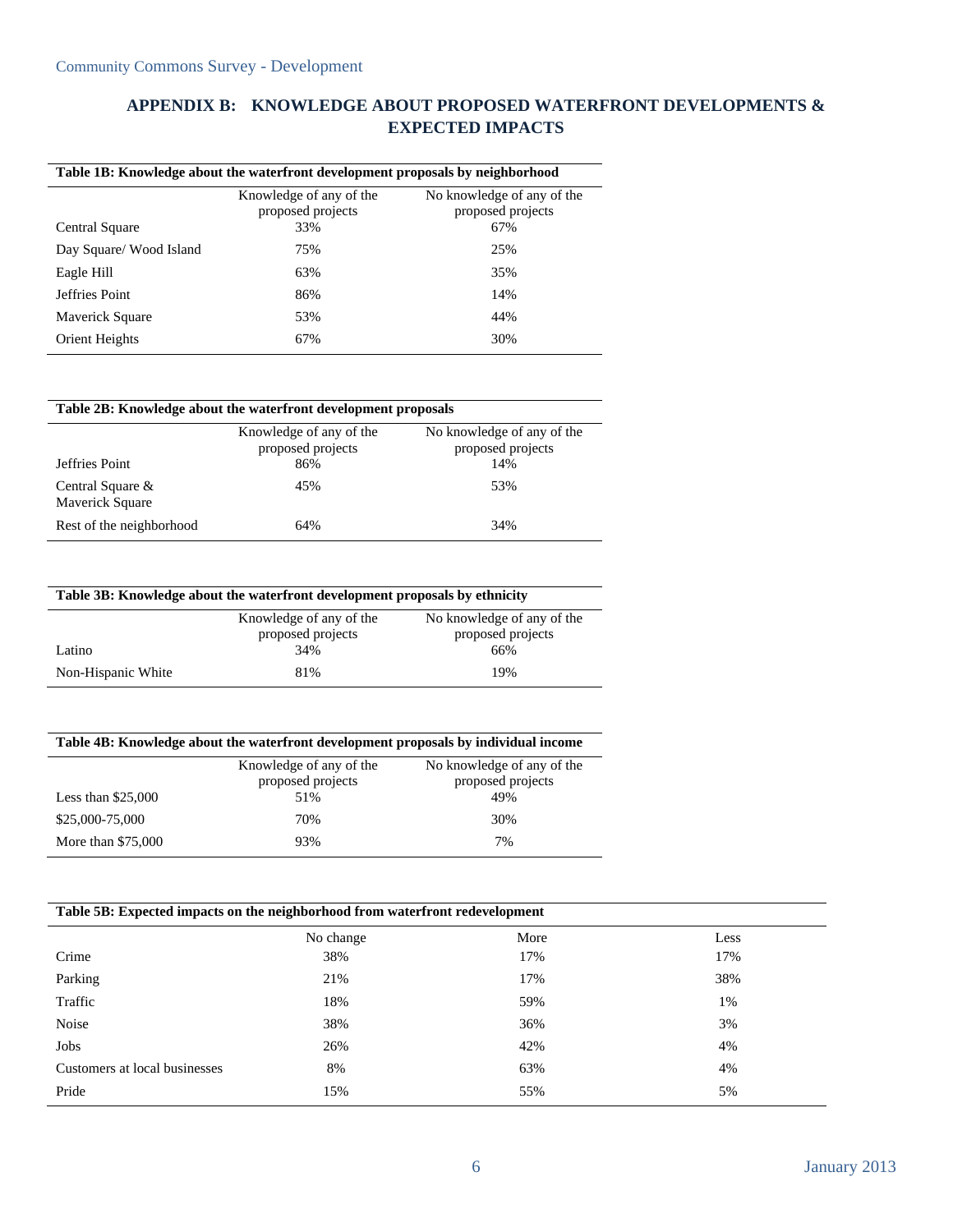## APPENDIX B: KNOWLEDGE ABOUT PROPOSED WATERFRONT DEVELOPMENTS & EXPECTED IMPACTS

**Table 1B: Knowledge about the waterfront development proposals by neighborhood**

| | Knowledge of any of the proposed projects | No knowledge of any of the proposed projects |
|---|---|---|
| Central Square | 33% | 67% |
| Day Square/ Wood Island | 75% | 25% |
| Eagle Hill | 63% | 35% |
| Jeffries Point | 86% | 14% |
| Maverick Square | 53% | 44% |
| Orient Heights | 67% | 30% |

**Table 2B: Knowledge about the waterfront development proposals**

| | Knowledge of any of the proposed projects | No knowledge of any of the proposed projects |
|---|---|---|
| Jeffries Point | 86% | 14% |
| Central Square & Maverick Square | 45% | 53% |
| Rest of the neighborhood | 64% | 34% |

**Table 3B: Knowledge about the waterfront development proposals by ethnicity**

| | Knowledge of any of the proposed projects | No knowledge of any of the proposed projects |
|---|---|---|
| Latino | 34% | 66% |
| Non-Hispanic White | 81% | 19% |

**Table 4B: Knowledge about the waterfront development proposals by individual income**

| | Knowledge of any of the proposed projects | No knowledge of any of the proposed projects |
|---|---|---|
| Less than $25,000 | 51% | 49% |
| $25,000-75,000 | 70% | 30% |
| More than $75,000 | 93% | 7% |

**Table 5B: Expected impacts on the neighborhood from waterfront redevelopment**

| | No change | More | Less |
|---|---|---|---|
| Crime | 38% | 17% | 17% |
| Parking | 21% | 17% | 38% |
| Traffic | 18% | 59% | 1% |
| Noise | 38% | 36% | 3% |
| Jobs | 26% | 42% | 4% |
| Customers at local businesses | 8% | 63% | 4% |
| Pride | 15% | 55% | 5% |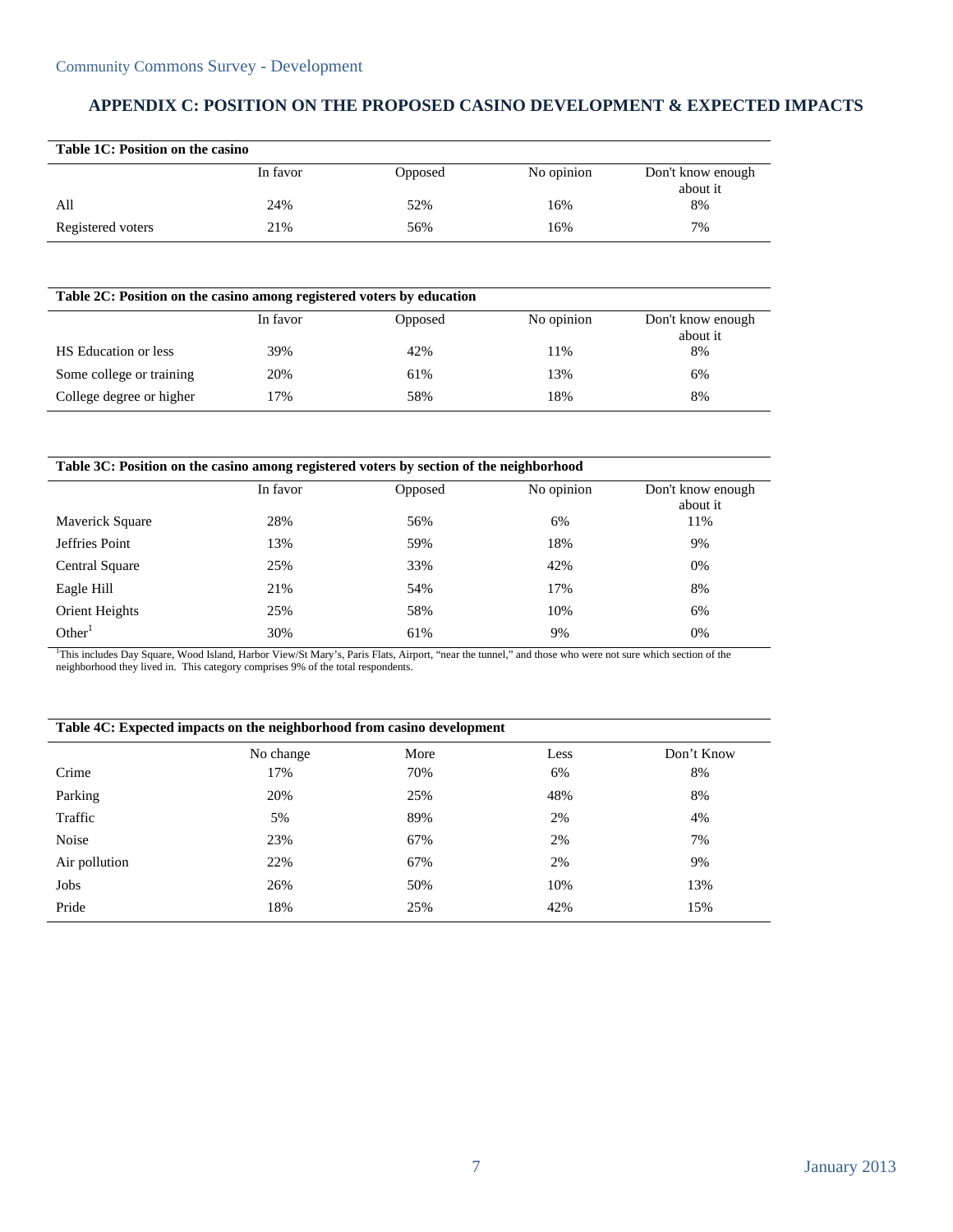## APPENDIX C: POSITION ON THE PROPOSED CASINO DEVELOPMENT & EXPECTED IMPACTS

**Table 1C: Position on the casino**

| | In favor | Opposed | No opinion | Don't know enough about it |
|---|---|---|---|---|
| All | 24% | 52% | 16% | 8% |
| Registered voters | 21% | 56% | 16% | 7% |

**Table 2C: Position on the casino among registered voters by education**

| | In favor | Opposed | No opinion | Don't know enough about it |
|---|---|---|---|---|
| HS Education or less | 39% | 42% | 11% | 8% |
| Some college or training | 20% | 61% | 13% | 6% |
| College degree or higher | 17% | 58% | 18% | 8% |

**Table 3C: Position on the casino among registered voters by section of the neighborhood**

| | In favor | Opposed | No opinion | Don't know enough about it |
|---|---|---|---|---|
| Maverick Square | 28% | 56% | 6% | 11% |
| Jeffries Point | 13% | 59% | 18% | 9% |
| Central Square | 25% | 33% | 42% | 0% |
| Eagle Hill | 21% | 54% | 17% | 8% |
| Orient Heights | 25% | 58% | 10% | 6% |
| Other[1] | 30% | 61% | 9% | 0% |

[1]This includes Day Square, Wood Island, Harbor View/St Mary's, Paris Flats, Airport, "near the tunnel," and those who were not sure which section of the neighborhood they lived in. This category comprises 9% of the total respondents.

**Table 4C: Expected impacts on the neighborhood from casino development**

| | No change | More | Less | Don't Know |
|---|---|---|---|---|
| Crime | 17% | 70% | 6% | 8% |
| Parking | 20% | 25% | 48% | 8% |
| Traffic | 5% | 89% | 2% | 4% |
| Noise | 23% | 67% | 2% | 7% |
| Air pollution | 22% | 67% | 2% | 9% |
| Jobs | 26% | 50% | 10% | 13% |
| Pride | 18% | 25% | 42% | 15% |